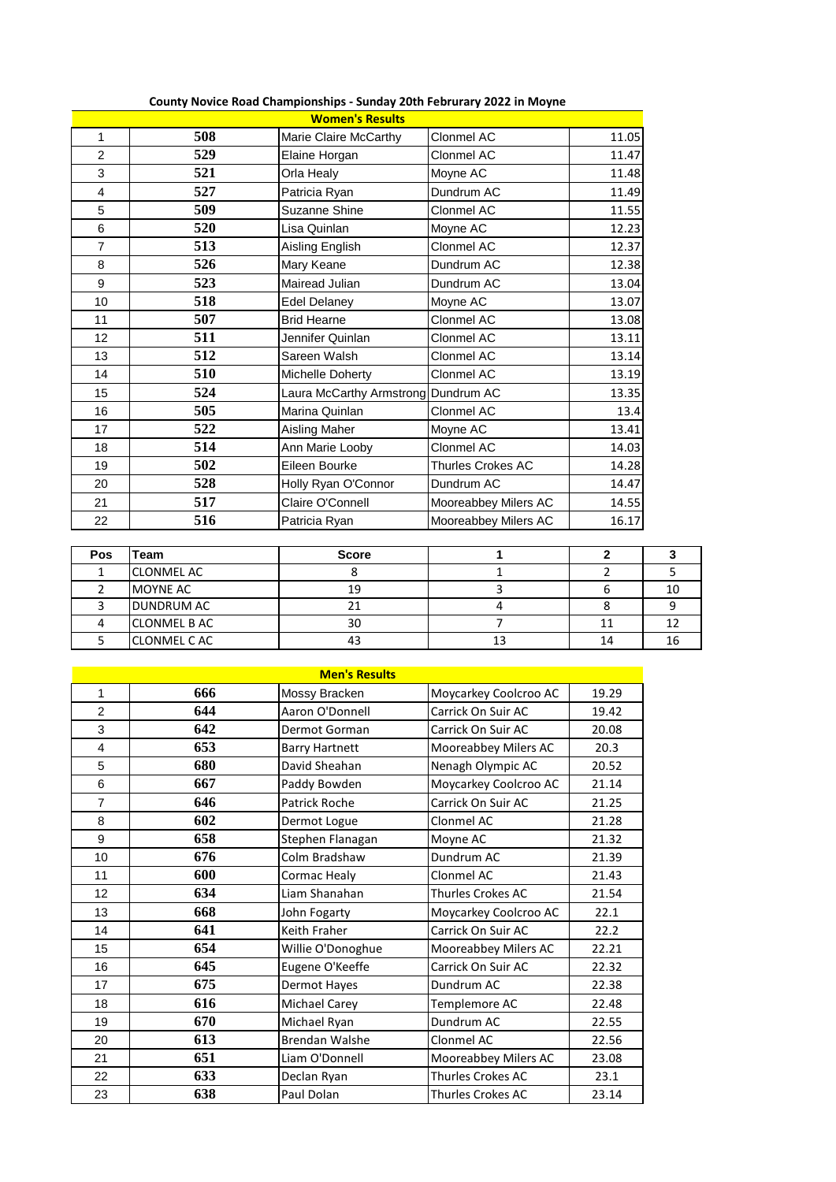**County Novice Road Championships - Sunday 20th Februrary 2022 in Moyne**

**Women's Results**

| | | | | |
|---|---|---|---|---|
| 1 | 508 | Marie Claire McCarthy | Clonmel AC | 11.05 |
| 2 | 529 | Elaine Horgan | Clonmel AC | 11.47 |
| 3 | 521 | Orla Healy | Moyne AC | 11.48 |
| 4 | 527 | Patricia Ryan | Dundrum AC | 11.49 |
| 5 | 509 | Suzanne Shine | Clonmel AC | 11.55 |
| 6 | 520 | Lisa Quinlan | Moyne AC | 12.23 |
| 7 | 513 | Aisling English | Clonmel AC | 12.37 |
| 8 | 526 | Mary Keane | Dundrum AC | 12.38 |
| 9 | 523 | Mairead Julian | Dundrum AC | 13.04 |
| 10 | 518 | Edel Delaney | Moyne AC | 13.07 |
| 11 | 507 | Brid Hearne | Clonmel AC | 13.08 |
| 12 | 511 | Jennifer Quinlan | Clonmel AC | 13.11 |
| 13 | 512 | Sareen Walsh | Clonmel AC | 13.14 |
| 14 | 510 | Michelle Doherty | Clonmel AC | 13.19 |
| 15 | 524 | Laura McCarthy Armstrong | Dundrum AC | 13.35 |
| 16 | 505 | Marina Quinlan | Clonmel AC | 13.4 |
| 17 | 522 | Aisling Maher | Moyne AC | 13.41 |
| 18 | 514 | Ann Marie Looby | Clonmel AC | 14.03 |
| 19 | 502 | Eileen Bourke | Thurles Crokes AC | 14.28 |
| 20 | 528 | Holly Ryan O'Connor | Dundrum AC | 14.47 |
| 21 | 517 | Claire O'Connell | Mooreabbey Milers AC | 14.55 |
| 22 | 516 | Patricia Ryan | Mooreabbey Milers AC | 16.17 |

| Pos | Team | Score | 1 | 2 | 3 |
|---|---|---|---|---|---|
| 1 | CLONMEL AC | 8 | 1 | 2 | 5 |
| 2 | MOYNE AC | 19 | 3 | 6 | 10 |
| 3 | DUNDRUM AC | 21 | 4 | 8 | 9 |
| 4 | CLONMEL B AC | 30 | 7 | 11 | 12 |
| 5 | CLONMEL C AC | 43 | 13 | 14 | 16 |

**Men's Results**

| | | | | |
|---|---|---|---|---|
| 1 | 666 | Mossy Bracken | Moycarkey Coolcroo AC | 19.29 |
| 2 | 644 | Aaron O'Donnell | Carrick On Suir AC | 19.42 |
| 3 | 642 | Dermot Gorman | Carrick On Suir AC | 20.08 |
| 4 | 653 | Barry Hartnett | Mooreabbey Milers AC | 20.3 |
| 5 | 680 | David Sheahan | Nenagh Olympic AC | 20.52 |
| 6 | 667 | Paddy Bowden | Moycarkey Coolcroo AC | 21.14 |
| 7 | 646 | Patrick Roche | Carrick On Suir AC | 21.25 |
| 8 | 602 | Dermot Logue | Clonmel AC | 21.28 |
| 9 | 658 | Stephen Flanagan | Moyne AC | 21.32 |
| 10 | 676 | Colm Bradshaw | Dundrum AC | 21.39 |
| 11 | 600 | Cormac Healy | Clonmel AC | 21.43 |
| 12 | 634 | Liam Shanahan | Thurles Crokes AC | 21.54 |
| 13 | 668 | John Fogarty | Moycarkey Coolcroo AC | 22.1 |
| 14 | 641 | Keith Fraher | Carrick On Suir AC | 22.2 |
| 15 | 654 | Willie O'Donoghue | Mooreabbey Milers AC | 22.21 |
| 16 | 645 | Eugene O'Keeffe | Carrick On Suir AC | 22.32 |
| 17 | 675 | Dermot Hayes | Dundrum AC | 22.38 |
| 18 | 616 | Michael Carey | Templemore AC | 22.48 |
| 19 | 670 | Michael Ryan | Dundrum AC | 22.55 |
| 20 | 613 | Brendan Walshe | Clonmel AC | 22.56 |
| 21 | 651 | Liam O'Donnell | Mooreabbey Milers AC | 23.08 |
| 22 | 633 | Declan Ryan | Thurles Crokes AC | 23.1 |
| 23 | 638 | Paul Dolan | Thurles Crokes AC | 23.14 |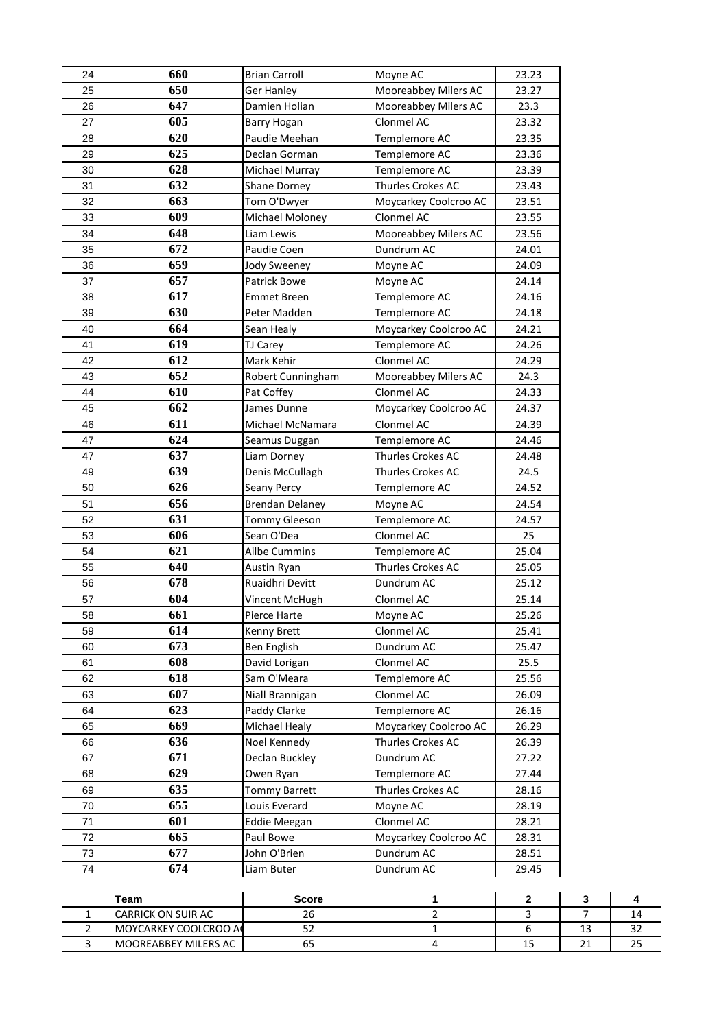| | | | | |
|---|---|---|---|---|
| 24 | 660 | Brian Carroll | Moyne AC | 23.23 |
| 25 | 650 | Ger Hanley | Mooreabbey Milers AC | 23.27 |
| 26 | 647 | Damien Holian | Mooreabbey Milers AC | 23.3 |
| 27 | 605 | Barry Hogan | Clonmel AC | 23.32 |
| 28 | 620 | Paudie Meehan | Templemore AC | 23.35 |
| 29 | 625 | Declan Gorman | Templemore AC | 23.36 |
| 30 | 628 | Michael Murray | Templemore AC | 23.39 |
| 31 | 632 | Shane Dorney | Thurles Crokes AC | 23.43 |
| 32 | 663 | Tom O'Dwyer | Moycarkey Coolcroo AC | 23.51 |
| 33 | 609 | Michael Moloney | Clonmel AC | 23.55 |
| 34 | 648 | Liam Lewis | Mooreabbey Milers AC | 23.56 |
| 35 | 672 | Paudie Coen | Dundrum AC | 24.01 |
| 36 | 659 | Jody Sweeney | Moyne AC | 24.09 |
| 37 | 657 | Patrick Bowe | Moyne AC | 24.14 |
| 38 | 617 | Emmet Breen | Templemore AC | 24.16 |
| 39 | 630 | Peter Madden | Templemore AC | 24.18 |
| 40 | 664 | Sean Healy | Moycarkey Coolcroo AC | 24.21 |
| 41 | 619 | TJ Carey | Templemore AC | 24.26 |
| 42 | 612 | Mark Kehir | Clonmel AC | 24.29 |
| 43 | 652 | Robert Cunningham | Mooreabbey Milers AC | 24.3 |
| 44 | 610 | Pat Coffey | Clonmel AC | 24.33 |
| 45 | 662 | James Dunne | Moycarkey Coolcroo AC | 24.37 |
| 46 | 611 | Michael McNamara | Clonmel AC | 24.39 |
| 47 | 624 | Seamus Duggan | Templemore AC | 24.46 |
| 47 | 637 | Liam Dorney | Thurles Crokes AC | 24.48 |
| 49 | 639 | Denis McCullagh | Thurles Crokes AC | 24.5 |
| 50 | 626 | Seany Percy | Templemore AC | 24.52 |
| 51 | 656 | Brendan Delaney | Moyne AC | 24.54 |
| 52 | 631 | Tommy Gleeson | Templemore AC | 24.57 |
| 53 | 606 | Sean O'Dea | Clonmel AC | 25 |
| 54 | 621 | Ailbe Cummins | Templemore AC | 25.04 |
| 55 | 640 | Austin Ryan | Thurles Crokes AC | 25.05 |
| 56 | 678 | Ruaidhri Devitt | Dundrum AC | 25.12 |
| 57 | 604 | Vincent McHugh | Clonmel AC | 25.14 |
| 58 | 661 | Pierce Harte | Moyne AC | 25.26 |
| 59 | 614 | Kenny Brett | Clonmel AC | 25.41 |
| 60 | 673 | Ben English | Dundrum AC | 25.47 |
| 61 | 608 | David Lorigan | Clonmel AC | 25.5 |
| 62 | 618 | Sam O'Meara | Templemore AC | 25.56 |
| 63 | 607 | Niall Brannigan | Clonmel AC | 26.09 |
| 64 | 623 | Paddy Clarke | Templemore AC | 26.16 |
| 65 | 669 | Michael Healy | Moycarkey Coolcroo AC | 26.29 |
| 66 | 636 | Noel Kennedy | Thurles Crokes AC | 26.39 |
| 67 | 671 | Declan Buckley | Dundrum AC | 27.22 |
| 68 | 629 | Owen Ryan | Templemore AC | 27.44 |
| 69 | 635 | Tommy Barrett | Thurles Crokes AC | 28.16 |
| 70 | 655 | Louis Everard | Moyne AC | 28.19 |
| 71 | 601 | Eddie Meegan | Clonmel AC | 28.21 |
| 72 | 665 | Paul Bowe | Moycarkey Coolcroo AC | 28.31 |
| 73 | 677 | John O'Brien | Dundrum AC | 28.51 |
| 74 | 674 | Liam Buter | Dundrum AC | 29.45 |

| | Team | Score | 1 | 2 | 3 | 4 |
|---|---|---|---|---|---|---|
| 1 | CARRICK ON SUIR AC | 26 | 2 | 3 | 7 | 14 |
| 2 | MOYCARKEY COOLCROO AC | 52 | 1 | 6 | 13 | 32 |
| 3 | MOOREABBEY MILERS AC | 65 | 4 | 15 | 21 | 25 |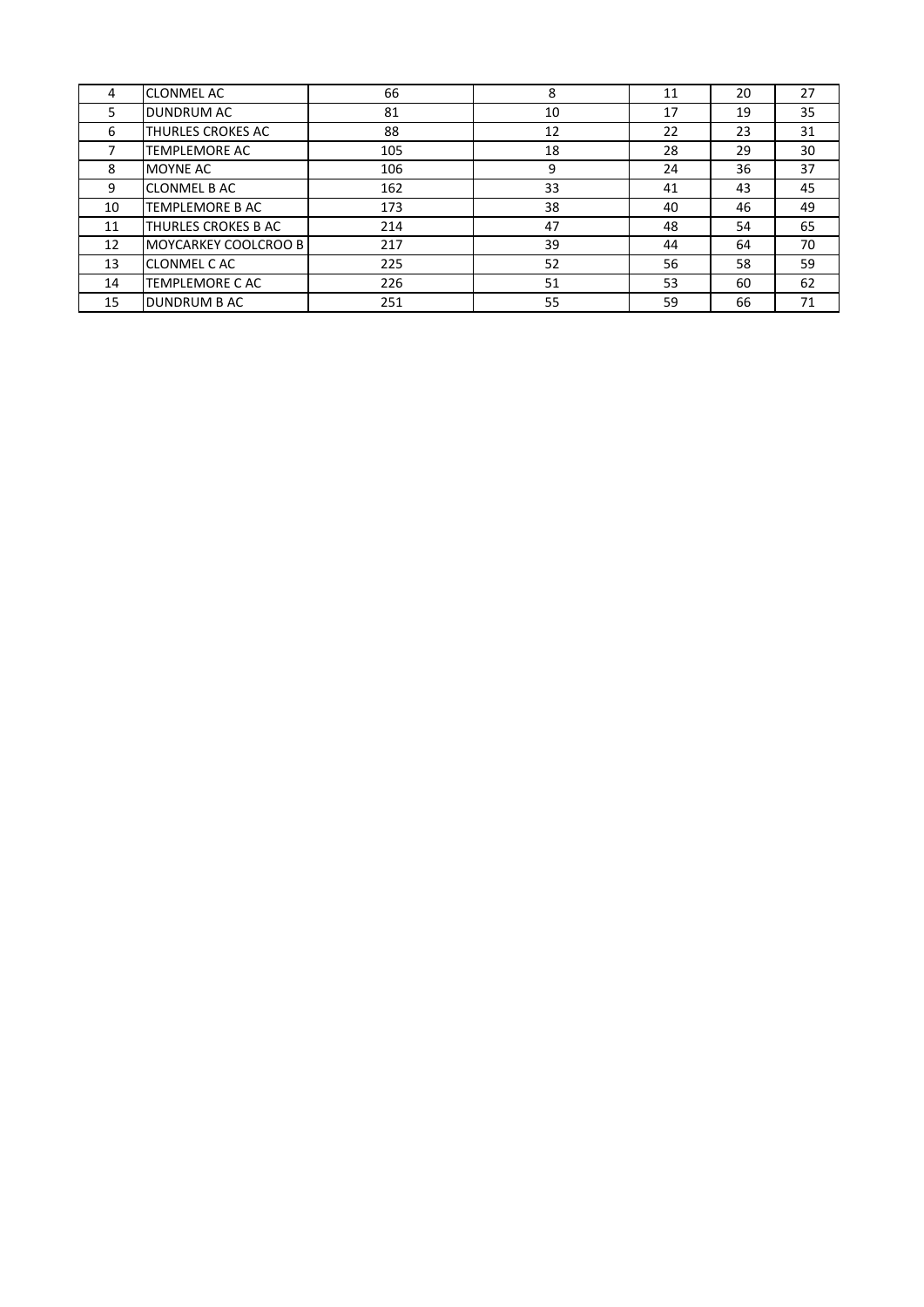| | | | | | | |
|---|---|---|---|---|---|---|
| 4 | CLONMEL AC | 66 | 8 | 11 | 20 | 27 |
| 5 | DUNDRUM AC | 81 | 10 | 17 | 19 | 35 |
| 6 | THURLES CROKES AC | 88 | 12 | 22 | 23 | 31 |
| 7 | TEMPLEMORE AC | 105 | 18 | 28 | 29 | 30 |
| 8 | MOYNE AC | 106 | 9 | 24 | 36 | 37 |
| 9 | CLONMEL B AC | 162 | 33 | 41 | 43 | 45 |
| 10 | TEMPLEMORE B AC | 173 | 38 | 40 | 46 | 49 |
| 11 | THURLES CROKES B AC | 214 | 47 | 48 | 54 | 65 |
| 12 | MOYCARKEY COOLCROO B | 217 | 39 | 44 | 64 | 70 |
| 13 | CLONMEL C AC | 225 | 52 | 56 | 58 | 59 |
| 14 | TEMPLEMORE C AC | 226 | 51 | 53 | 60 | 62 |
| 15 | DUNDRUM B AC | 251 | 55 | 59 | 66 | 71 |